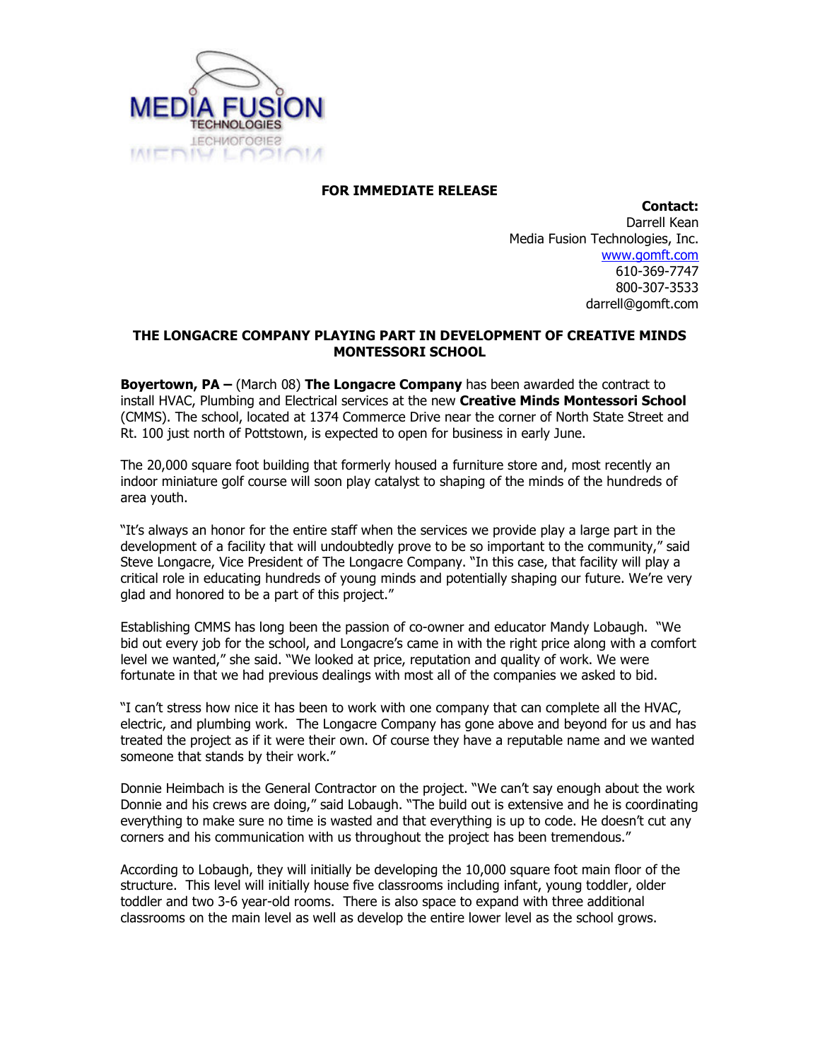**FOR IMMEDIATE RELEASE**

**Contact:**
Darrell Kean
Media Fusion Technologies, Inc.
[www.gomft.com](http://www.gomft.com)
610-369-7747
800-307-3533
darrell@gomft.com

# THE LONGACRE COMPANY PLAYING PART IN DEVELOPMENT OF CREATIVE MINDS MONTESSORI SCHOOL

**Boyertown, PA –** (March 08) **The Longacre Company** has been awarded the contract to install HVAC, Plumbing and Electrical services at the new **Creative Minds Montessori School** (CMMS). The school, located at 1374 Commerce Drive near the corner of North State Street and Rt. 100 just north of Pottstown, is expected to open for business in early June.

The 20,000 square foot building that formerly housed a furniture store and, most recently an indoor miniature golf course will soon play catalyst to shaping of the minds of the hundreds of area youth.

"It's always an honor for the entire staff when the services we provide play a large part in the development of a facility that will undoubtedly prove to be so important to the community," said Steve Longacre, Vice President of The Longacre Company. "In this case, that facility will play a critical role in educating hundreds of young minds and potentially shaping our future. We're very glad and honored to be a part of this project."

Establishing CMMS has long been the passion of co-owner and educator Mandy Lobaugh. "We bid out every job for the school, and Longacre's came in with the right price along with a comfort level we wanted," she said. "We looked at price, reputation and quality of work. We were fortunate in that we had previous dealings with most all of the companies we asked to bid.

"I can't stress how nice it has been to work with one company that can complete all the HVAC, electric, and plumbing work. The Longacre Company has gone above and beyond for us and has treated the project as if it were their own. Of course they have a reputable name and we wanted someone that stands by their work."

Donnie Heimbach is the General Contractor on the project. "We can't say enough about the work Donnie and his crews are doing," said Lobaugh. "The build out is extensive and he is coordinating everything to make sure no time is wasted and that everything is up to code. He doesn't cut any corners and his communication with us throughout the project has been tremendous."

According to Lobaugh, they will initially be developing the 10,000 square foot main floor of the structure. This level will initially house five classrooms including infant, young toddler, older toddler and two 3-6 year-old rooms. There is also space to expand with three additional classrooms on the main level as well as develop the entire lower level as the school grows.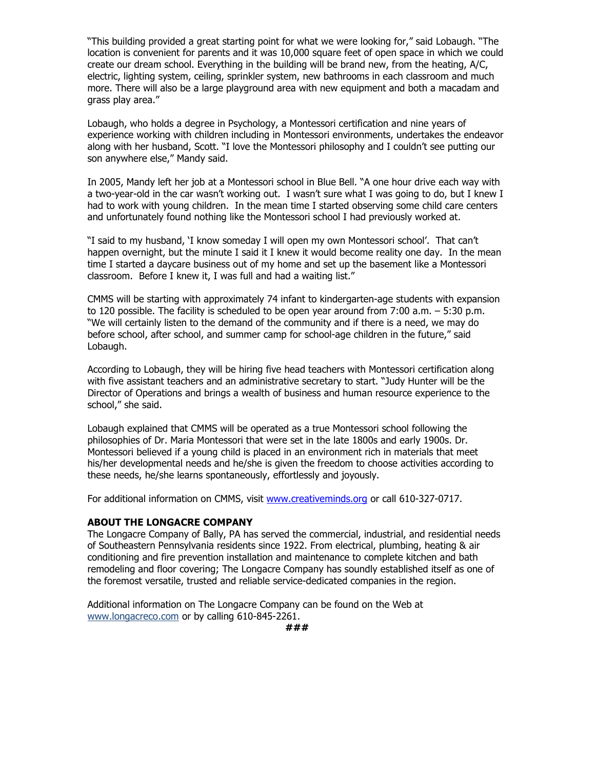"This building provided a great starting point for what we were looking for," said Lobaugh. "The location is convenient for parents and it was 10,000 square feet of open space in which we could create our dream school. Everything in the building will be brand new, from the heating, A/C, electric, lighting system, ceiling, sprinkler system, new bathrooms in each classroom and much more. There will also be a large playground area with new equipment and both a macadam and grass play area."

Lobaugh, who holds a degree in Psychology, a Montessori certification and nine years of experience working with children including in Montessori environments, undertakes the endeavor along with her husband, Scott. "I love the Montessori philosophy and I couldn't see putting our son anywhere else," Mandy said.

In 2005, Mandy left her job at a Montessori school in Blue Bell. "A one hour drive each way with a two-year-old in the car wasn't working out. I wasn't sure what I was going to do, but I knew I had to work with young children. In the mean time I started observing some child care centers and unfortunately found nothing like the Montessori school I had previously worked at.

"I said to my husband, 'I know someday I will open my own Montessori school'. That can't happen overnight, but the minute I said it I knew it would become reality one day. In the mean time I started a daycare business out of my home and set up the basement like a Montessori classroom. Before I knew it, I was full and had a waiting list."

CMMS will be starting with approximately 74 infant to kindergarten-age students with expansion to 120 possible. The facility is scheduled to be open year around from 7:00 a.m. – 5:30 p.m. "We will certainly listen to the demand of the community and if there is a need, we may do before school, after school, and summer camp for school-age children in the future," said Lobaugh.

According to Lobaugh, they will be hiring five head teachers with Montessori certification along with five assistant teachers and an administrative secretary to start. "Judy Hunter will be the Director of Operations and brings a wealth of business and human resource experience to the school," she said.

Lobaugh explained that CMMS will be operated as a true Montessori school following the philosophies of Dr. Maria Montessori that were set in the late 1800s and early 1900s. Dr. Montessori believed if a young child is placed in an environment rich in materials that meet his/her developmental needs and he/she is given the freedom to choose activities according to these needs, he/she learns spontaneously, effortlessly and joyously.

For additional information on CMMS, visit www.creativeminds.org or call 610-327-0717.

**ABOUT THE LONGACRE COMPANY**

The Longacre Company of Bally, PA has served the commercial, industrial, and residential needs of Southeastern Pennsylvania residents since 1922. From electrical, plumbing, heating & air conditioning and fire prevention installation and maintenance to complete kitchen and bath remodeling and floor covering; The Longacre Company has soundly established itself as one of the foremost versatile, trusted and reliable service-dedicated companies in the region.

Additional information on The Longacre Company can be found on the Web at www.longacreco.com or by calling 610-845-2261.

**###**